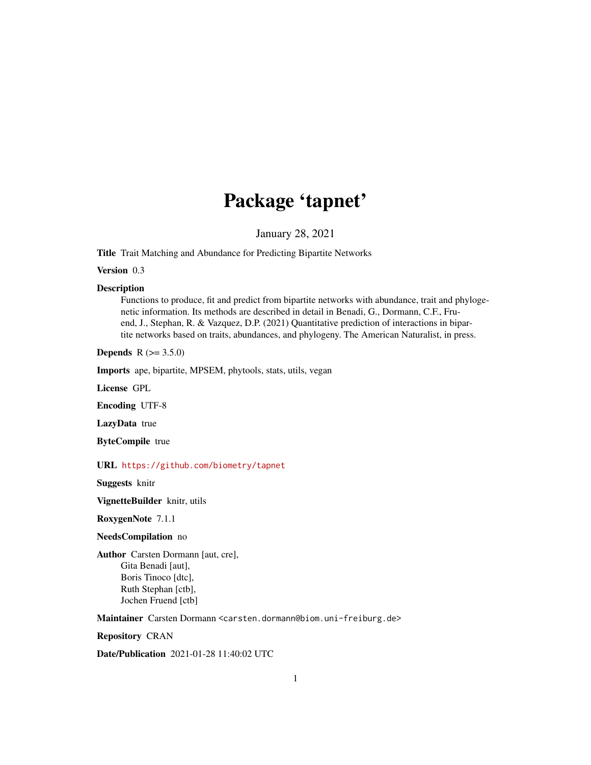# Package 'tapnet'

January 28, 2021

**Title** Trait Matching and Abundance for Predicting Bipartite Networks

**Version** 0.3

**Description**
Functions to produce, fit and predict from bipartite networks with abundance, trait and phylogenetic information. Its methods are described in detail in Benadi, G., Dormann, C.F., Fruend, J., Stephan, R. & Vazquez, D.P. (2021) Quantitative prediction of interactions in bipartite networks based on traits, abundances, and phylogeny. The American Naturalist, in press.

**Depends** R (>= 3.5.0)

**Imports** ape, bipartite, MPSEM, phytools, stats, utils, vegan

**License** GPL

**Encoding** UTF-8

**LazyData** true

**ByteCompile** true

**URL** https://github.com/biometry/tapnet

**Suggests** knitr

**VignetteBuilder** knitr, utils

**RoxygenNote** 7.1.1

**NeedsCompilation** no

**Author** Carsten Dormann [aut, cre],
Gita Benadi [aut],
Boris Tinoco [dtc],
Ruth Stephan [ctb],
Jochen Fruend [ctb]

**Maintainer** Carsten Dormann <carsten.dormann@biom.uni-freiburg.de>

**Repository** CRAN

**Date/Publication** 2021-01-28 11:40:02 UTC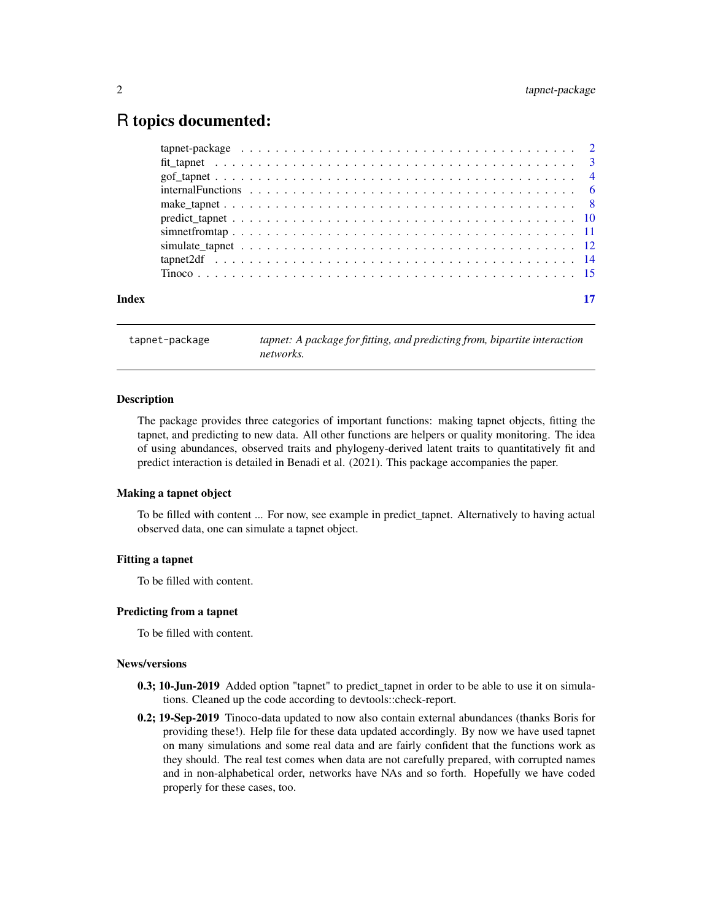# R topics documented:

| | |
|---|---|
| tapnet-package | 2 |
| fit_tapnet | 3 |
| gof_tapnet | 4 |
| internalFunctions | 6 |
| make_tapnet | 8 |
| predict_tapnet | 10 |
| simnetfromtap | 11 |
| simulate_tapnet | 12 |
| tapnet2df | 14 |
| Tinoco | 15 |
| **Index** | **17** |

---

`tapnet-package` — *tapnet: A package for fitting, and predicting from, bipartite interaction networks.*

---

## Description

The package provides three categories of important functions: making tapnet objects, fitting the tapnet, and predicting to new data. All other functions are helpers or quality monitoring. The idea of using abundances, observed traits and phylogeny-derived latent traits to quantitatively fit and predict interaction is detailed in Benadi et al. (2021). This package accompanies the paper.

## Making a tapnet object

To be filled with content ... For now, see example in predict_tapnet. Alternatively to having actual observed data, one can simulate a tapnet object.

## Fitting a tapnet

To be filled with content.

## Predicting from a tapnet

To be filled with content.

## News/versions

**0.3; 10-Jun-2019** Added option "tapnet" to predict_tapnet in order to be able to use it on simulations. Cleaned up the code according to devtools::check-report.

**0.2; 19-Sep-2019** Tinoco-data updated to now also contain external abundances (thanks Boris for providing these!). Help file for these data updated accordingly. By now we have used tapnet on many simulations and some real data and are fairly confident that the functions work as they should. The real test comes when data are not carefully prepared, with corrupted names and in non-alphabetical order, networks have NAs and so forth. Hopefully we have coded properly for these cases, too.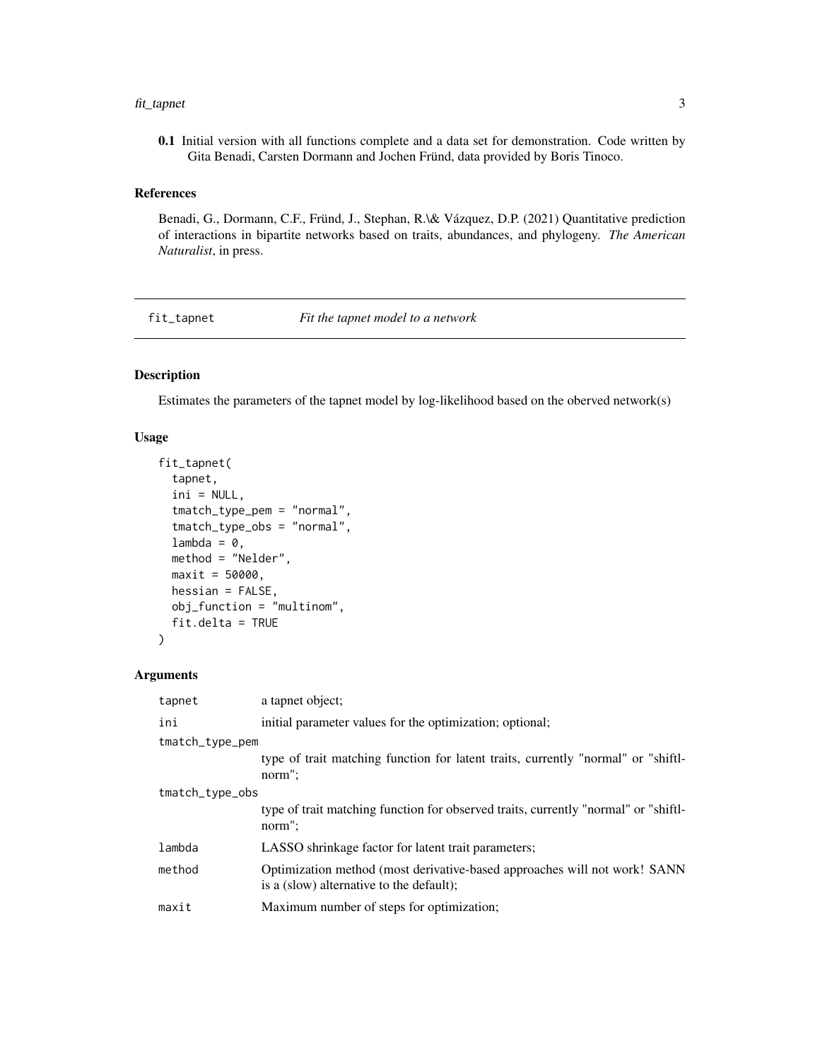**0.1** Initial version with all functions complete and a data set for demonstration. Code written by Gita Benadi, Carsten Dormann and Jochen Fründ, data provided by Boris Tinoco.

### References

Benadi, G., Dormann, C.F., Fründ, J., Stephan, R.\& Vázquez, D.P. (2021) Quantitative prediction of interactions in bipartite networks based on traits, abundances, and phylogeny. *The American Naturalist*, in press.

## fit_tapnet — *Fit the tapnet model to a network*

### Description

Estimates the parameters of the tapnet model by log-likelihood based on the oberved network(s)

### Usage

```
fit_tapnet(
  tapnet,
  ini = NULL,
  tmatch_type_pem = "normal",
  tmatch_type_obs = "normal",
  lambda = 0,
  method = "Nelder",
  maxit = 50000,
  hessian = FALSE,
  obj_function = "multinom",
  fit.delta = TRUE
)
```

### Arguments

| Argument | Description |
|---|---|
| `tapnet` | a tapnet object; |
| `ini` | initial parameter values for the optimization; optional; |
| `tmatch_type_pem` | type of trait matching function for latent traits, currently "normal" or "shiftlnorm"; |
| `tmatch_type_obs` | type of trait matching function for observed traits, currently "normal" or "shiftlnorm"; |
| `lambda` | LASSO shrinkage factor for latent trait parameters; |
| `method` | Optimization method (most derivative-based approaches will not work! SANN is a (slow) alternative to the default); |
| `maxit` | Maximum number of steps for optimization; |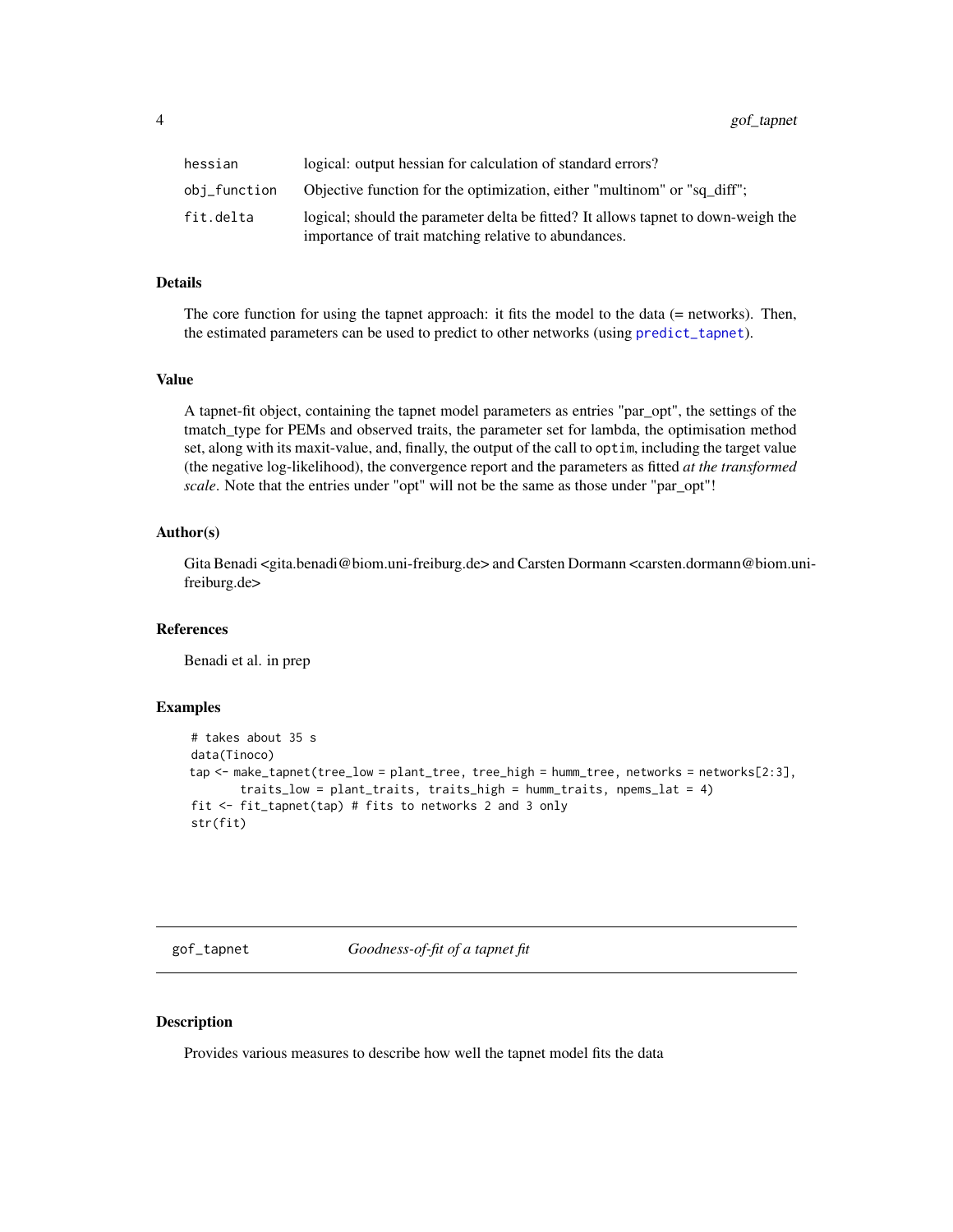| | |
|---|---|
| hessian | logical: output hessian for calculation of standard errors? |
| obj_function | Objective function for the optimization, either "multinom" or "sq_diff"; |
| fit.delta | logical; should the parameter delta be fitted? It allows tapnet to down-weigh the importance of trait matching relative to abundances. |

### Details

The core function for using the tapnet approach: it fits the model to the data (= networks). Then, the estimated parameters can be used to predict to other networks (using predict_tapnet).

### Value

A tapnet-fit object, containing the tapnet model parameters as entries "par_opt", the settings of the tmatch_type for PEMs and observed traits, the parameter set for lambda, the optimisation method set, along with its maxit-value, and, finally, the output of the call to `optim`, including the target value (the negative log-likelihood), the convergence report and the parameters as fitted *at the transformed scale*. Note that the entries under "opt" will not be the same as those under "par_opt"!

### Author(s)

Gita Benadi <gita.benadi@biom.uni-freiburg.de> and Carsten Dormann <carsten.dormann@biom.uni-freiburg.de>

### References

Benadi et al. in prep

### Examples

```
# takes about 35 s
data(Tinoco)
tap <- make_tapnet(tree_low = plant_tree, tree_high = humm_tree, networks = networks[2:3],
       traits_low = plant_traits, traits_high = humm_traits, npems_lat = 4)
fit <- fit_tapnet(tap) # fits to networks 2 and 3 only
str(fit)
```

---

## gof_tapnet — *Goodness-of-fit of a tapnet fit*

### Description

Provides various measures to describe how well the tapnet model fits the data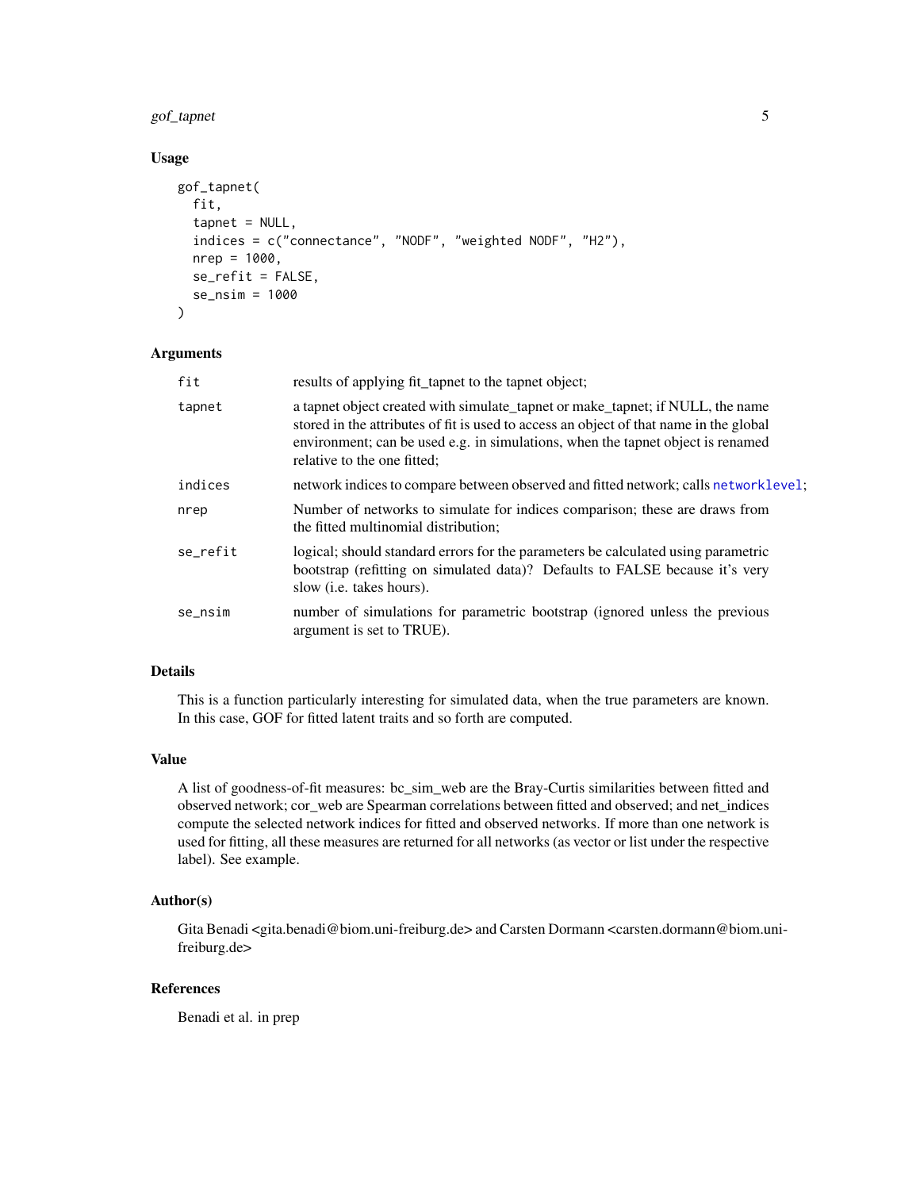## Usage

```
gof_tapnet(
  fit,
  tapnet = NULL,
  indices = c("connectance", "NODF", "weighted NODF", "H2"),
  nrep = 1000,
  se_refit = FALSE,
  se_nsim = 1000
)
```

## Arguments

| | |
|---|---|
| fit | results of applying fit_tapnet to the tapnet object; |
| tapnet | a tapnet object created with simulate_tapnet or make_tapnet; if NULL, the name stored in the attributes of fit is used to access an object of that name in the global environment; can be used e.g. in simulations, when the tapnet object is renamed relative to the one fitted; |
| indices | network indices to compare between observed and fitted network; calls networklevel; |
| nrep | Number of networks to simulate for indices comparison; these are draws from the fitted multinomial distribution; |
| se_refit | logical; should standard errors for the parameters be calculated using parametric bootstrap (refitting on simulated data)? Defaults to FALSE because it's very slow (i.e. takes hours). |
| se_nsim | number of simulations for parametric bootstrap (ignored unless the previous argument is set to TRUE). |

## Details

This is a function particularly interesting for simulated data, when the true parameters are known. In this case, GOF for fitted latent traits and so forth are computed.

## Value

A list of goodness-of-fit measures: bc_sim_web are the Bray-Curtis similarities between fitted and observed network; cor_web are Spearman correlations between fitted and observed; and net_indices compute the selected network indices for fitted and observed networks. If more than one network is used for fitting, all these measures are returned for all networks (as vector or list under the respective label). See example.

## Author(s)

Gita Benadi <gita.benadi@biom.uni-freiburg.de> and Carsten Dormann <carsten.dormann@biom.uni-freiburg.de>

## References

Benadi et al. in prep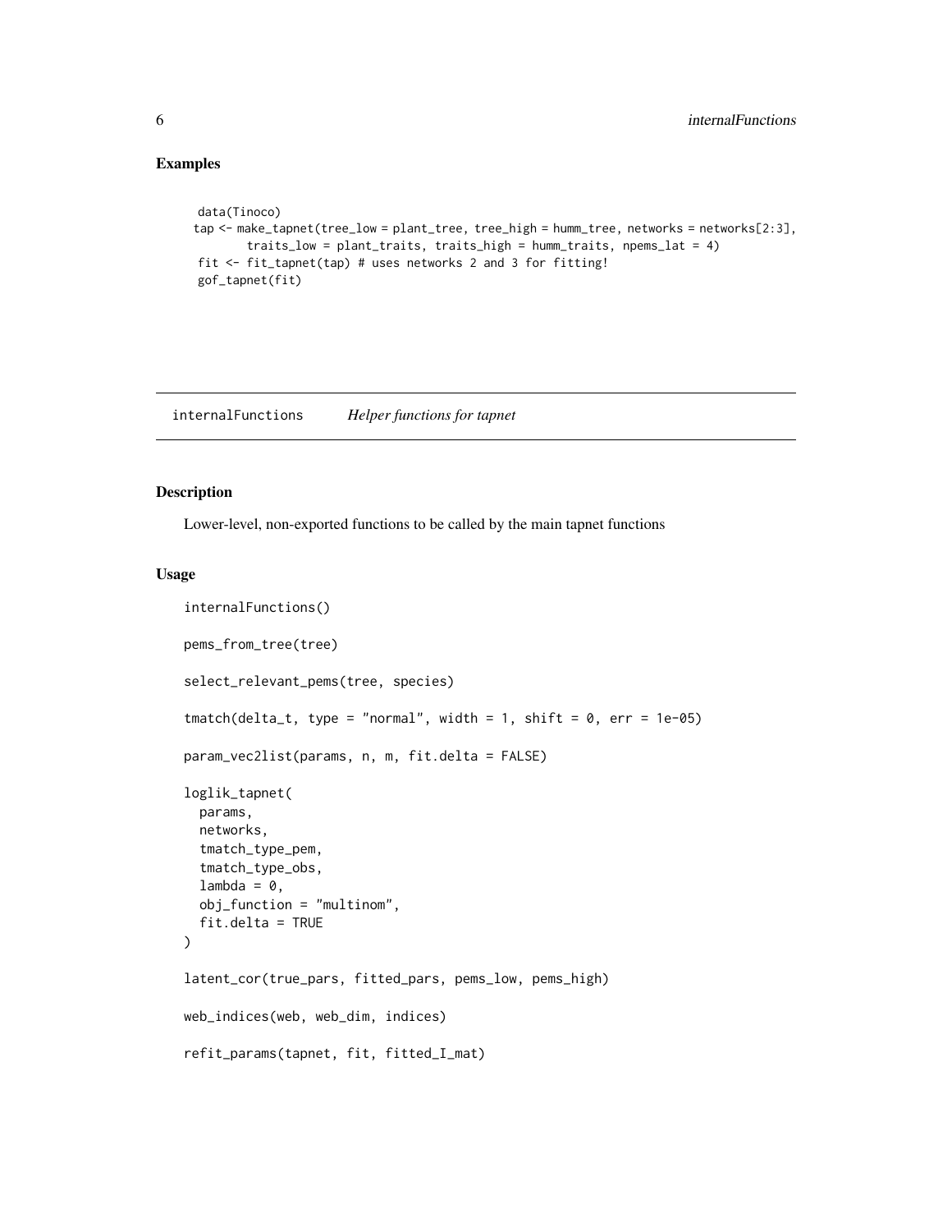## Examples

```
data(Tinoco)
tap <- make_tapnet(tree_low = plant_tree, tree_high = humm_tree, networks = networks[2:3],
       traits_low = plant_traits, traits_high = humm_traits, npems_lat = 4)
fit <- fit_tapnet(tap) # uses networks 2 and 3 for fitting!
gof_tapnet(fit)
```

---

internalFunctions &nbsp;&nbsp;&nbsp;&nbsp; *Helper functions for tapnet*

---

## Description

Lower-level, non-exported functions to be called by the main tapnet functions

## Usage

```
internalFunctions()

pems_from_tree(tree)

select_relevant_pems(tree, species)

tmatch(delta_t, type = "normal", width = 1, shift = 0, err = 1e-05)

param_vec2list(params, n, m, fit.delta = FALSE)

loglik_tapnet(
  params,
  networks,
  tmatch_type_pem,
  tmatch_type_obs,
  lambda = 0,
  obj_function = "multinom",
  fit.delta = TRUE
)

latent_cor(true_pars, fitted_pars, pems_low, pems_high)

web_indices(web, web_dim, indices)

refit_params(tapnet, fit, fitted_I_mat)
```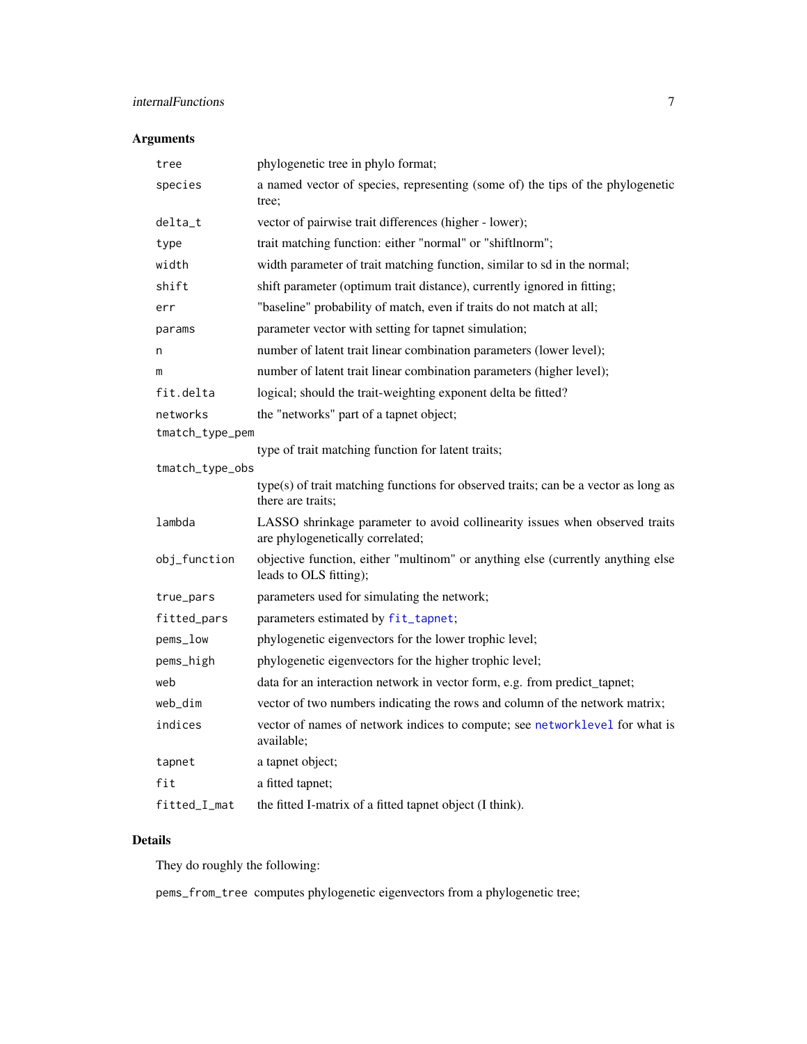## Arguments

| | |
|---|---|
| `tree` | phylogenetic tree in phylo format; |
| `species` | a named vector of species, representing (some of) the tips of the phylogenetic tree; |
| `delta_t` | vector of pairwise trait differences (higher - lower); |
| `type` | trait matching function: either "normal" or "shiftlnorm"; |
| `width` | width parameter of trait matching function, similar to sd in the normal; |
| `shift` | shift parameter (optimum trait distance), currently ignored in fitting; |
| `err` | "baseline" probability of match, even if traits do not match at all; |
| `params` | parameter vector with setting for tapnet simulation; |
| `n` | number of latent trait linear combination parameters (lower level); |
| `m` | number of latent trait linear combination parameters (higher level); |
| `fit.delta` | logical; should the trait-weighting exponent delta be fitted? |
| `networks` | the "networks" part of a tapnet object; |
| `tmatch_type_pem` | type of trait matching function for latent traits; |
| `tmatch_type_obs` | type(s) of trait matching functions for observed traits; can be a vector as long as there are traits; |
| `lambda` | LASSO shrinkage parameter to avoid collinearity issues when observed traits are phylogenetically correlated; |
| `obj_function` | objective function, either "multinom" or anything else (currently anything else leads to OLS fitting); |
| `true_pars` | parameters used for simulating the network; |
| `fitted_pars` | parameters estimated by fit_tapnet; |
| `pems_low` | phylogenetic eigenvectors for the lower trophic level; |
| `pems_high` | phylogenetic eigenvectors for the higher trophic level; |
| `web` | data for an interaction network in vector form, e.g. from predict_tapnet; |
| `web_dim` | vector of two numbers indicating the rows and column of the network matrix; |
| `indices` | vector of names of network indices to compute; see networklevel for what is available; |
| `tapnet` | a tapnet object; |
| `fit` | a fitted tapnet; |
| `fitted_I_mat` | the fitted I-matrix of a fitted tapnet object (I think). |

## Details

They do roughly the following:

`pems_from_tree` computes phylogenetic eigenvectors from a phylogenetic tree;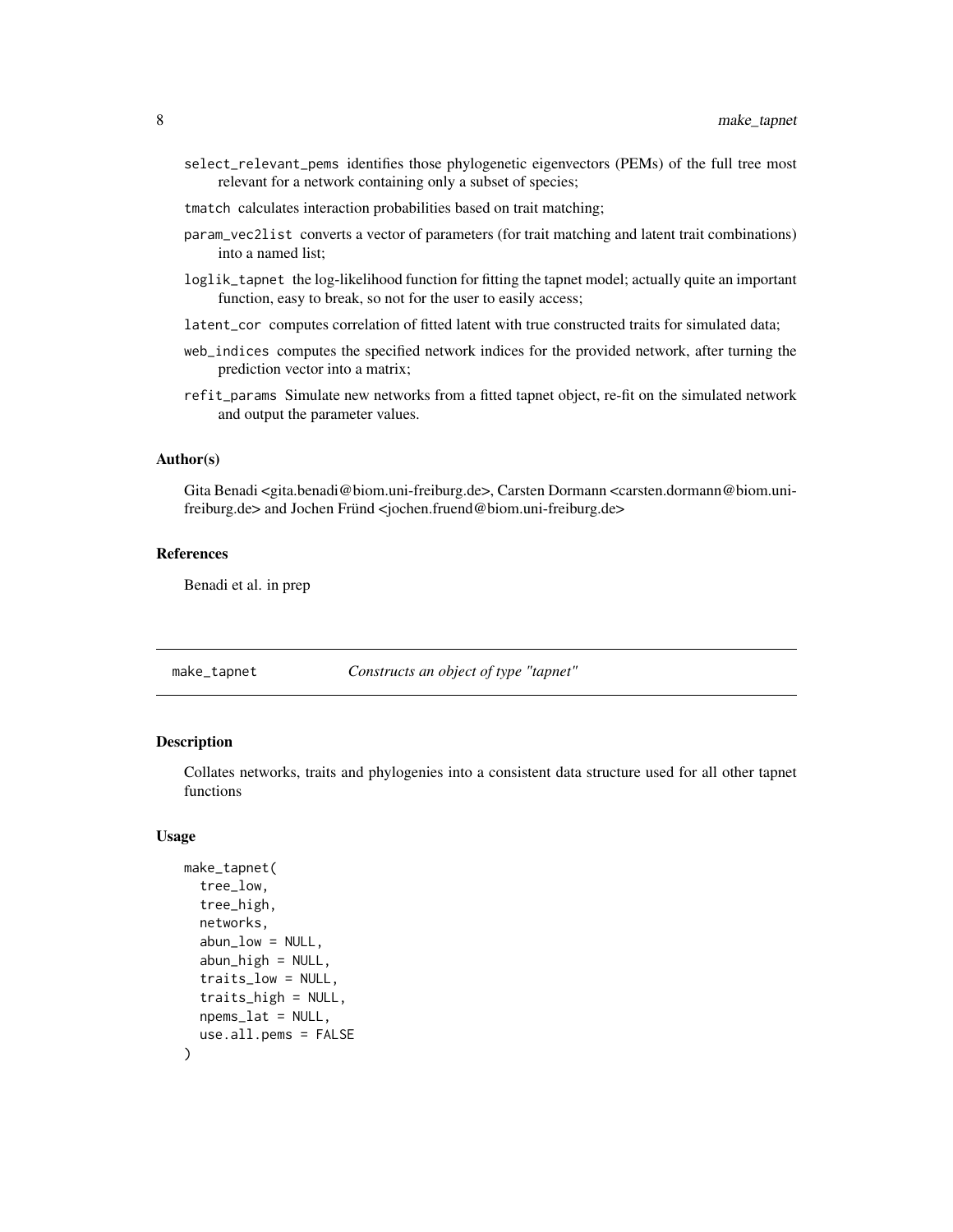select_relevant_pems identifies those phylogenetic eigenvectors (PEMs) of the full tree most relevant for a network containing only a subset of species;

tmatch calculates interaction probabilities based on trait matching;

param_vec2list converts a vector of parameters (for trait matching and latent trait combinations) into a named list;

loglik_tapnet the log-likelihood function for fitting the tapnet model; actually quite an important function, easy to break, so not for the user to easily access;

latent_cor computes correlation of fitted latent with true constructed traits for simulated data;

web_indices computes the specified network indices for the provided network, after turning the prediction vector into a matrix;

refit_params Simulate new networks from a fitted tapnet object, re-fit on the simulated network and output the parameter values.

### Author(s)

Gita Benadi <gita.benadi@biom.uni-freiburg.de>, Carsten Dormann <carsten.dormann@biom.uni-freiburg.de> and Jochen Fründ <jochen.fruend@biom.uni-freiburg.de>

### References

Benadi et al. in prep

## make_tapnet — *Constructs an object of type "tapnet"*

### Description

Collates networks, traits and phylogenies into a consistent data structure used for all other tapnet functions

### Usage

```
make_tapnet(
  tree_low,
  tree_high,
  networks,
  abun_low = NULL,
  abun_high = NULL,
  traits_low = NULL,
  traits_high = NULL,
  npems_lat = NULL,
  use.all.pems = FALSE
)
```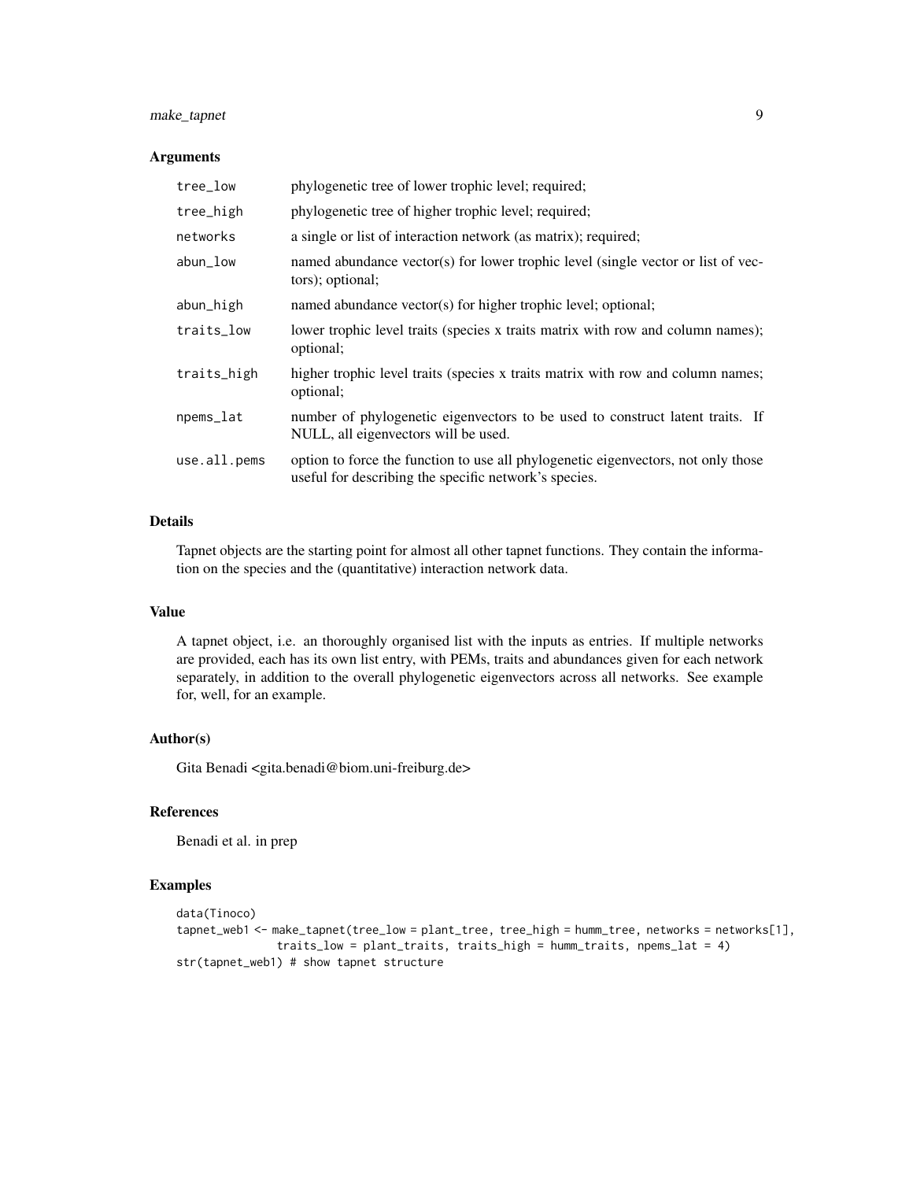## Arguments

| | |
|---|---|
| `tree_low` | phylogenetic tree of lower trophic level; required; |
| `tree_high` | phylogenetic tree of higher trophic level; required; |
| `networks` | a single or list of interaction network (as matrix); required; |
| `abun_low` | named abundance vector(s) for lower trophic level (single vector or list of vectors); optional; |
| `abun_high` | named abundance vector(s) for higher trophic level; optional; |
| `traits_low` | lower trophic level traits (species x traits matrix with row and column names); optional; |
| `traits_high` | higher trophic level traits (species x traits matrix with row and column names; optional; |
| `npems_lat` | number of phylogenetic eigenvectors to be used to construct latent traits. If NULL, all eigenvectors will be used. |
| `use.all.pems` | option to force the function to use all phylogenetic eigenvectors, not only those useful for describing the specific network's species. |

## Details

Tapnet objects are the starting point for almost all other tapnet functions. They contain the information on the species and the (quantitative) interaction network data.

## Value

A tapnet object, i.e. an thoroughly organised list with the inputs as entries. If multiple networks are provided, each has its own list entry, with PEMs, traits and abundances given for each network separately, in addition to the overall phylogenetic eigenvectors across all networks. See example for, well, for an example.

## Author(s)

Gita Benadi <gita.benadi@biom.uni-freiburg.de>

## References

Benadi et al. in prep

## Examples

```
data(Tinoco)
tapnet_web1 <- make_tapnet(tree_low = plant_tree, tree_high = humm_tree, networks = networks[1],
              traits_low = plant_traits, traits_high = humm_traits, npems_lat = 4)
str(tapnet_web1) # show tapnet structure
```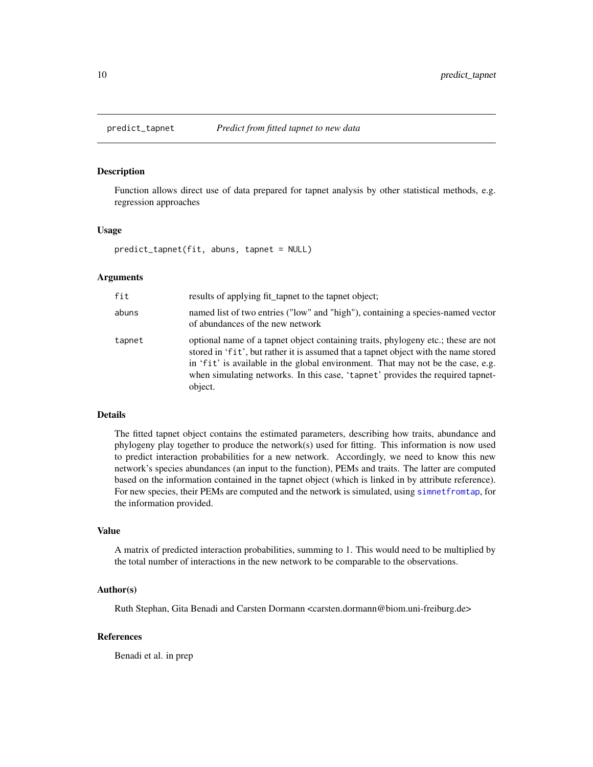# predict_tapnet — *Predict from fitted tapnet to new data*

## Description

Function allows direct use of data prepared for tapnet analysis by other statistical methods, e.g. regression approaches

## Usage

```
predict_tapnet(fit, abuns, tapnet = NULL)
```

## Arguments

| | |
|---|---|
| `fit` | results of applying fit_tapnet to the tapnet object; |
| `abuns` | named list of two entries ("low" and "high"), containing a species-named vector of abundances of the new network |
| `tapnet` | optional name of a tapnet object containing traits, phylogeny etc.; these are not stored in 'fit', but rather it is assumed that a tapnet object with the name stored in 'fit' is available in the global environment. That may not be the case, e.g. when simulating networks. In this case, 'tapnet' provides the required tapnet-object. |

## Details

The fitted tapnet object contains the estimated parameters, describing how traits, abundance and phylogeny play together to produce the network(s) used for fitting. This information is now used to predict interaction probabilities for a new network. Accordingly, we need to know this new network's species abundances (an input to the function), PEMs and traits. The latter are computed based on the information contained in the tapnet object (which is linked in by attribute reference). For new species, their PEMs are computed and the network is simulated, using simnetfromtap, for the information provided.

## Value

A matrix of predicted interaction probabilities, summing to 1. This would need to be multiplied by the total number of interactions in the new network to be comparable to the observations.

## Author(s)

Ruth Stephan, Gita Benadi and Carsten Dormann <carsten.dormann@biom.uni-freiburg.de>

## References

Benadi et al. in prep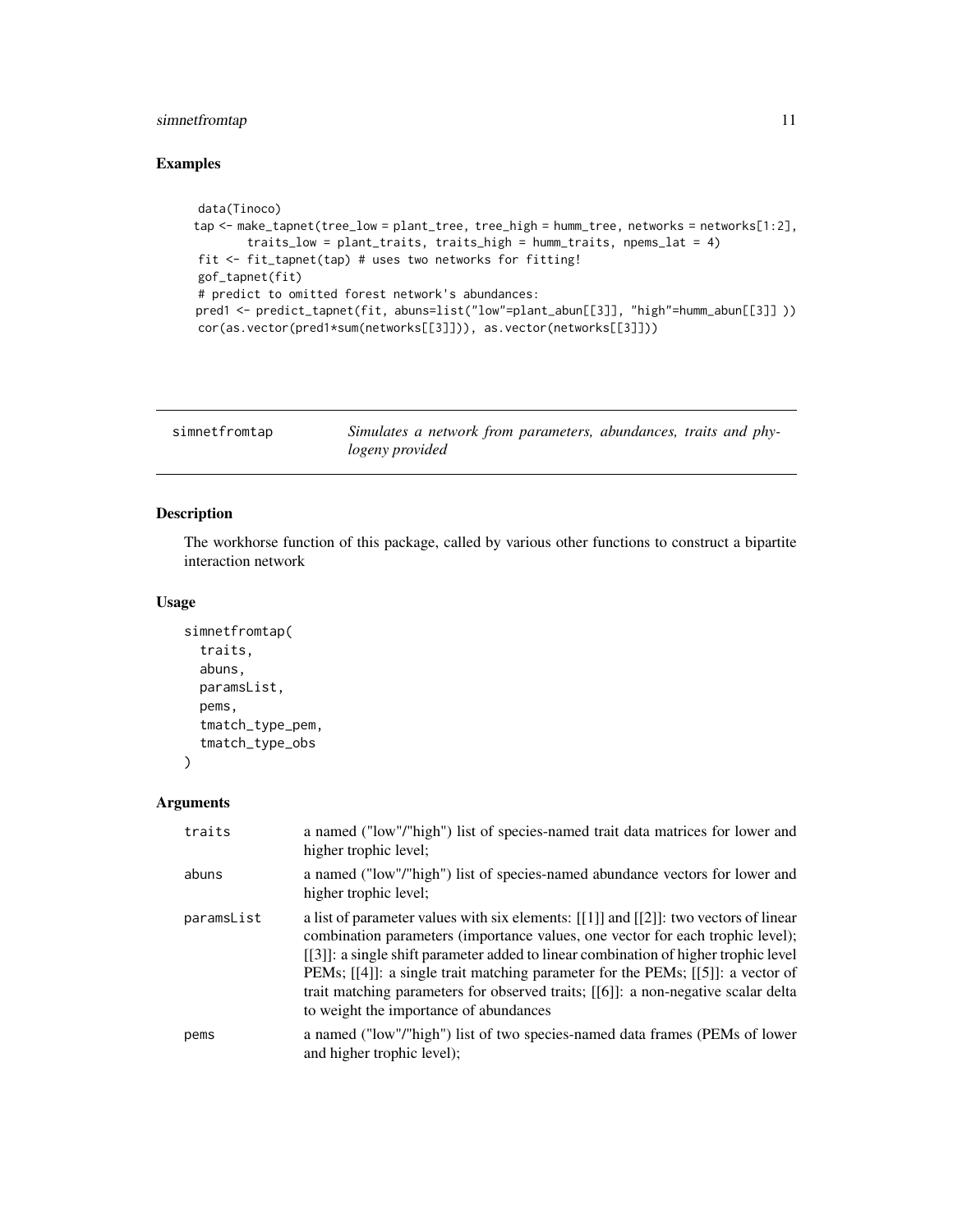## Examples

```
data(Tinoco)
tap <- make_tapnet(tree_low = plant_tree, tree_high = humm_tree, networks = networks[1:2],
       traits_low = plant_traits, traits_high = humm_traits, npems_lat = 4)
fit <- fit_tapnet(tap) # uses two networks for fitting!
gof_tapnet(fit)
# predict to omitted forest network's abundances:
pred1 <- predict_tapnet(fit, abuns=list("low"=plant_abun[[3]], "high"=humm_abun[[3]] ))
cor(as.vector(pred1*sum(networks[[3]])), as.vector(networks[[3]]))
```

---

# simnetfromtap

*Simulates a network from parameters, abundances, traits and phylogeny provided*

---

## Description

The workhorse function of this package, called by various other functions to construct a bipartite interaction network

## Usage

```
simnetfromtap(
  traits,
  abuns,
  paramsList,
  pems,
  tmatch_type_pem,
  tmatch_type_obs
)
```

## Arguments

| | |
|---|---|
| traits | a named ("low"/"high") list of species-named trait data matrices for lower and higher trophic level; |
| abuns | a named ("low"/"high") list of species-named abundance vectors for lower and higher trophic level; |
| paramsList | a list of parameter values with six elements: [[1]] and [[2]]: two vectors of linear combination parameters (importance values, one vector for each trophic level); [[3]]: a single shift parameter added to linear combination of higher trophic level PEMs; [[4]]: a single trait matching parameter for the PEMs; [[5]]: a vector of trait matching parameters for observed traits; [[6]]: a non-negative scalar delta to weight the importance of abundances |
| pems | a named ("low"/"high") list of two species-named data frames (PEMs of lower and higher trophic level); |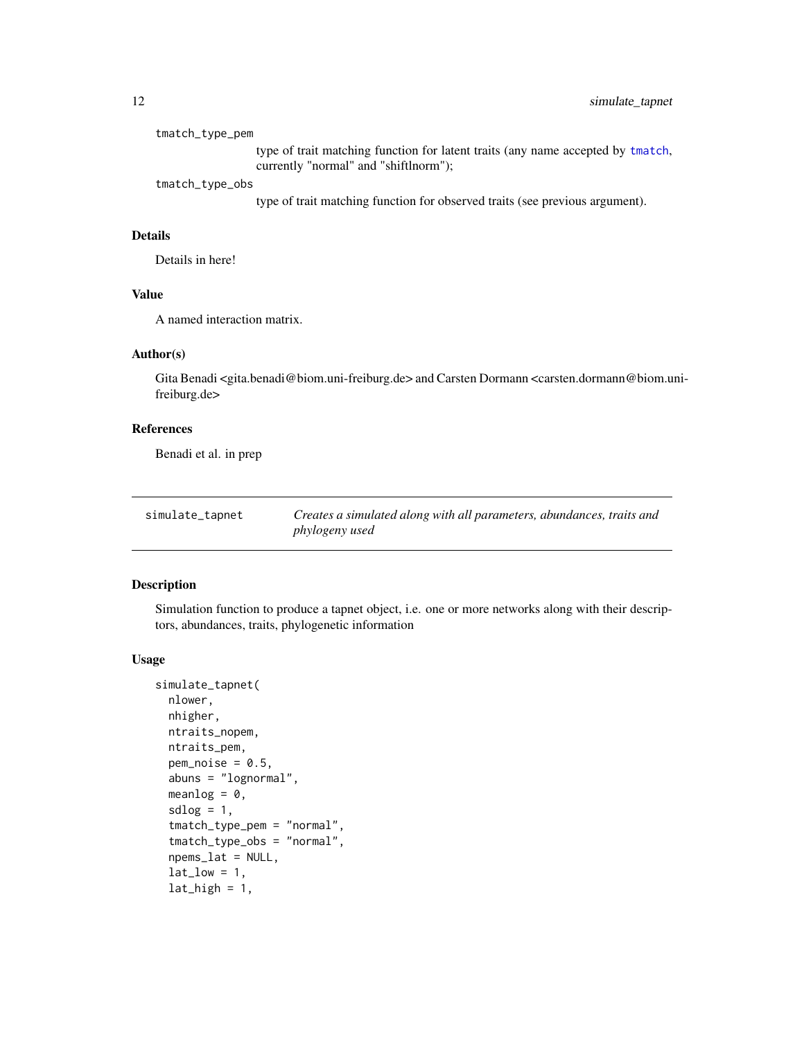tmatch_type_pem
: type of trait matching function for latent traits (any name accepted by `tmatch`, currently "normal" and "shiftlnorm");

tmatch_type_obs
: type of trait matching function for observed traits (see previous argument).

### Details

Details in here!

### Value

A named interaction matrix.

### Author(s)

Gita Benadi <gita.benadi@biom.uni-freiburg.de> and Carsten Dormann <carsten.dormann@biom.uni-freiburg.de>

### References

Benadi et al. in prep

---

## simulate_tapnet — *Creates a simulated along with all parameters, abundances, traits and phylogeny used*

---

### Description

Simulation function to produce a tapnet object, i.e. one or more networks along with their descriptors, abundances, traits, phylogenetic information

### Usage

```
simulate_tapnet(
  nlower,
  nhigher,
  ntraits_nopem,
  ntraits_pem,
  pem_noise = 0.5,
  abuns = "lognormal",
  meanlog = 0,
  sdlog = 1,
  tmatch_type_pem = "normal",
  tmatch_type_obs = "normal",
  npems_lat = NULL,
  lat_low = 1,
  lat_high = 1,
```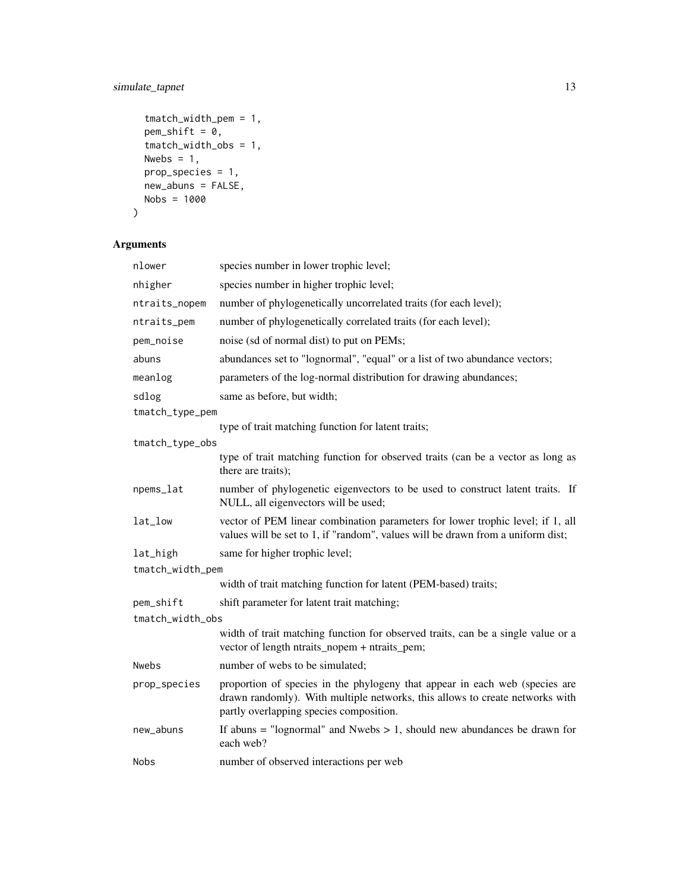```
  tmatch_width_pem = 1,
  pem_shift = 0,
  tmatch_width_obs = 1,
  Nwebs = 1,
  prop_species = 1,
  new_abuns = FALSE,
  Nobs = 1000
)
```

## Arguments

| | |
|---|---|
| `nlower` | species number in lower trophic level; |
| `nhigher` | species number in higher trophic level; |
| `ntraits_nopem` | number of phylogenetically uncorrelated traits (for each level); |
| `ntraits_pem` | number of phylogenetically correlated traits (for each level); |
| `pem_noise` | noise (sd of normal dist) to put on PEMs; |
| `abuns` | abundances set to "lognormal", "equal" or a list of two abundance vectors; |
| `meanlog` | parameters of the log-normal distribution for drawing abundances; |
| `sdlog` | same as before, but width; |
| `tmatch_type_pem` | type of trait matching function for latent traits; |
| `tmatch_type_obs` | type of trait matching function for observed traits (can be a vector as long as there are traits); |
| `npems_lat` | number of phylogenetic eigenvectors to be used to construct latent traits. If NULL, all eigenvectors will be used; |
| `lat_low` | vector of PEM linear combination parameters for lower trophic level; if 1, all values will be set to 1, if "random", values will be drawn from a uniform dist; |
| `lat_high` | same for higher trophic level; |
| `tmatch_width_pem` | width of trait matching function for latent (PEM-based) traits; |
| `pem_shift` | shift parameter for latent trait matching; |
| `tmatch_width_obs` | width of trait matching function for observed traits, can be a single value or a vector of length ntraits_nopem + ntraits_pem; |
| `Nwebs` | number of webs to be simulated; |
| `prop_species` | proportion of species in the phylogeny that appear in each web (species are drawn randomly). With multiple networks, this allows to create networks with partly overlapping species composition. |
| `new_abuns` | If abuns = "lognormal" and Nwebs > 1, should new abundances be drawn for each web? |
| `Nobs` | number of observed interactions per web |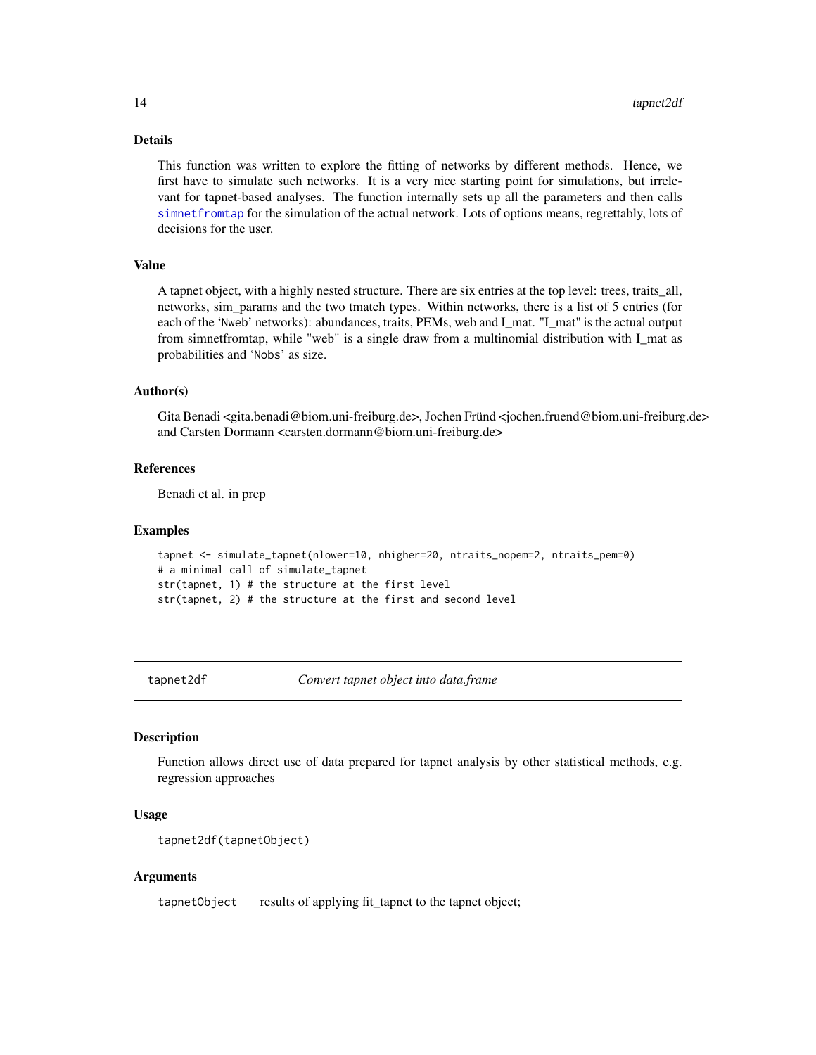### Details

This function was written to explore the fitting of networks by different methods. Hence, we first have to simulate such networks. It is a very nice starting point for simulations, but irrelevant for tapnet-based analyses. The function internally sets up all the parameters and then calls `simnetfromtap` for the simulation of the actual network. Lots of options means, regrettably, lots of decisions for the user.

### Value

A tapnet object, with a highly nested structure. There are six entries at the top level: trees, traits_all, networks, sim_params and the two tmatch types. Within networks, there is a list of 5 entries (for each of the 'Nweb' networks): abundances, traits, PEMs, web and I_mat. "I_mat" is the actual output from simnetfromtap, while "web" is a single draw from a multinomial distribution with I_mat as probabilities and 'Nobs' as size.

### Author(s)

Gita Benadi <gita.benadi@biom.uni-freiburg.de>, Jochen Fründ <jochen.fruend@biom.uni-freiburg.de> and Carsten Dormann <carsten.dormann@biom.uni-freiburg.de>

### References

Benadi et al. in prep

### Examples

```
tapnet <- simulate_tapnet(nlower=10, nhigher=20, ntraits_nopem=2, ntraits_pem=0)
# a minimal call of simulate_tapnet
str(tapnet, 1) # the structure at the first level
str(tapnet, 2) # the structure at the first and second level
```

---

## tapnet2df — *Convert tapnet object into data.frame*

### Description

Function allows direct use of data prepared for tapnet analysis by other statistical methods, e.g. regression approaches

### Usage

```
tapnet2df(tapnetObject)
```

### Arguments

`tapnetObject` results of applying fit_tapnet to the tapnet object;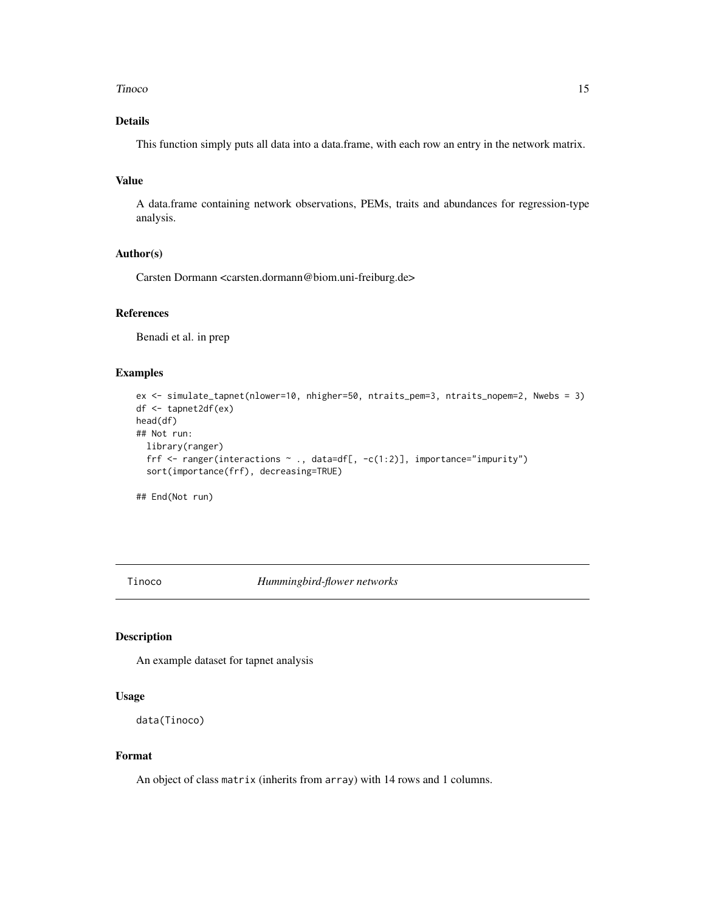## Details

This function simply puts all data into a data.frame, with each row an entry in the network matrix.

## Value

A data.frame containing network observations, PEMs, traits and abundances for regression-type analysis.

## Author(s)

Carsten Dormann <carsten.dormann@biom.uni-freiburg.de>

## References

Benadi et al. in prep

## Examples

```
ex <- simulate_tapnet(nlower=10, nhigher=50, ntraits_pem=3, ntraits_nopem=2, Nwebs = 3)
df <- tapnet2df(ex)
head(df)
## Not run:
  library(ranger)
  frf <- ranger(interactions ~ ., data=df[, -c(1:2)], importance="impurity")
  sort(importance(frf), decreasing=TRUE)

## End(Not run)
```

---

# Tinoco — *Hummingbird-flower networks*

---

## Description

An example dataset for tapnet analysis

## Usage

```
data(Tinoco)
```

## Format

An object of class `matrix` (inherits from `array`) with 14 rows and 1 columns.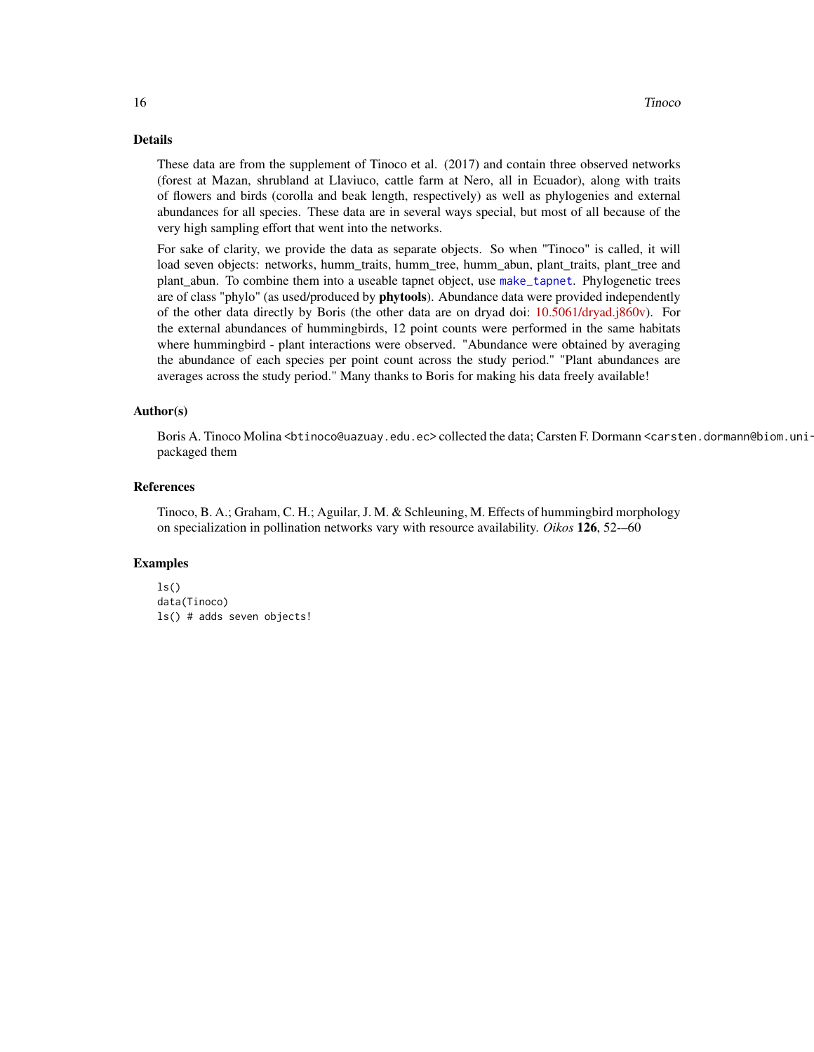## Details

These data are from the supplement of Tinoco et al. (2017) and contain three observed networks (forest at Mazan, shrubland at Llaviuco, cattle farm at Nero, all in Ecuador), along with traits of flowers and birds (corolla and beak length, respectively) as well as phylogenies and external abundances for all species. These data are in several ways special, but most of all because of the very high sampling effort that went into the networks.

For sake of clarity, we provide the data as separate objects. So when "Tinoco" is called, it will load seven objects: networks, humm_traits, humm_tree, humm_abun, plant_traits, plant_tree and plant_abun. To combine them into a useable tapnet object, use `make_tapnet`. Phylogenetic trees are of class "phylo" (as used/produced by **phytools**). Abundance data were provided independently of the other data directly by Boris (the other data are on dryad doi: 10.5061/dryad.j860v). For the external abundances of hummingbirds, 12 point counts were performed in the same habitats where hummingbird - plant interactions were observed. "Abundance were obtained by averaging the abundance of each species per point count across the study period." "Plant abundances are averages across the study period." Many thanks to Boris for making his data freely available!

## Author(s)

Boris A. Tinoco Molina <btinoco@uazuay.edu.ec> collected the data; Carsten F. Dormann <carsten.dormann@biom.uni- packaged them

## References

Tinoco, B. A.; Graham, C. H.; Aguilar, J. M. & Schleuning, M. Effects of hummingbird morphology on specialization in pollination networks vary with resource availability. *Oikos* **126**, 52-–60

## Examples

```
ls()
data(Tinoco)
ls() # adds seven objects!
```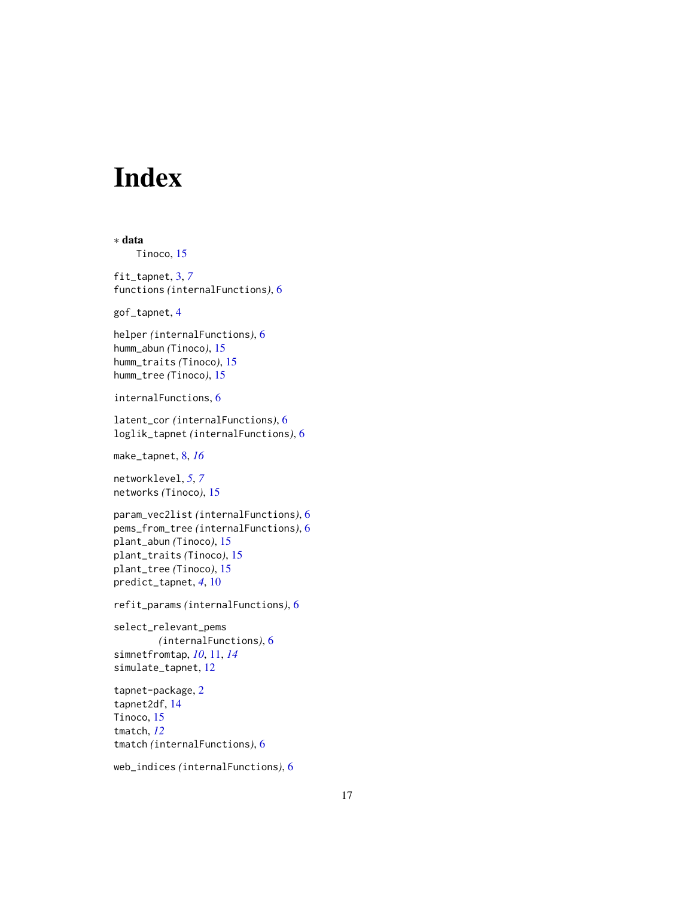# Index

∗ **data**

Tinoco, 15

fit_tapnet, 3, *7*
functions *(*internalFunctions*)*, 6

gof_tapnet, 4

helper *(*internalFunctions*)*, 6
humm_abun *(*Tinoco*)*, 15
humm_traits *(*Tinoco*)*, 15
humm_tree *(*Tinoco*)*, 15

internalFunctions, 6

latent_cor *(*internalFunctions*)*, 6
loglik_tapnet *(*internalFunctions*)*, 6

make_tapnet, 8, *16*

networklevel, *5*, *7*
networks *(*Tinoco*)*, 15

param_vec2list *(*internalFunctions*)*, 6
pems_from_tree *(*internalFunctions*)*, 6
plant_abun *(*Tinoco*)*, 15
plant_traits *(*Tinoco*)*, 15
plant_tree *(*Tinoco*)*, 15
predict_tapnet, *4*, 10

refit_params *(*internalFunctions*)*, 6

select_relevant_pems *(*internalFunctions*)*, 6
simnetfromtap, *10*, 11, *14*
simulate_tapnet, 12

tapnet-package, 2
tapnet2df, 14
Tinoco, 15
tmatch, *12*
tmatch *(*internalFunctions*)*, 6

web_indices *(*internalFunctions*)*, 6